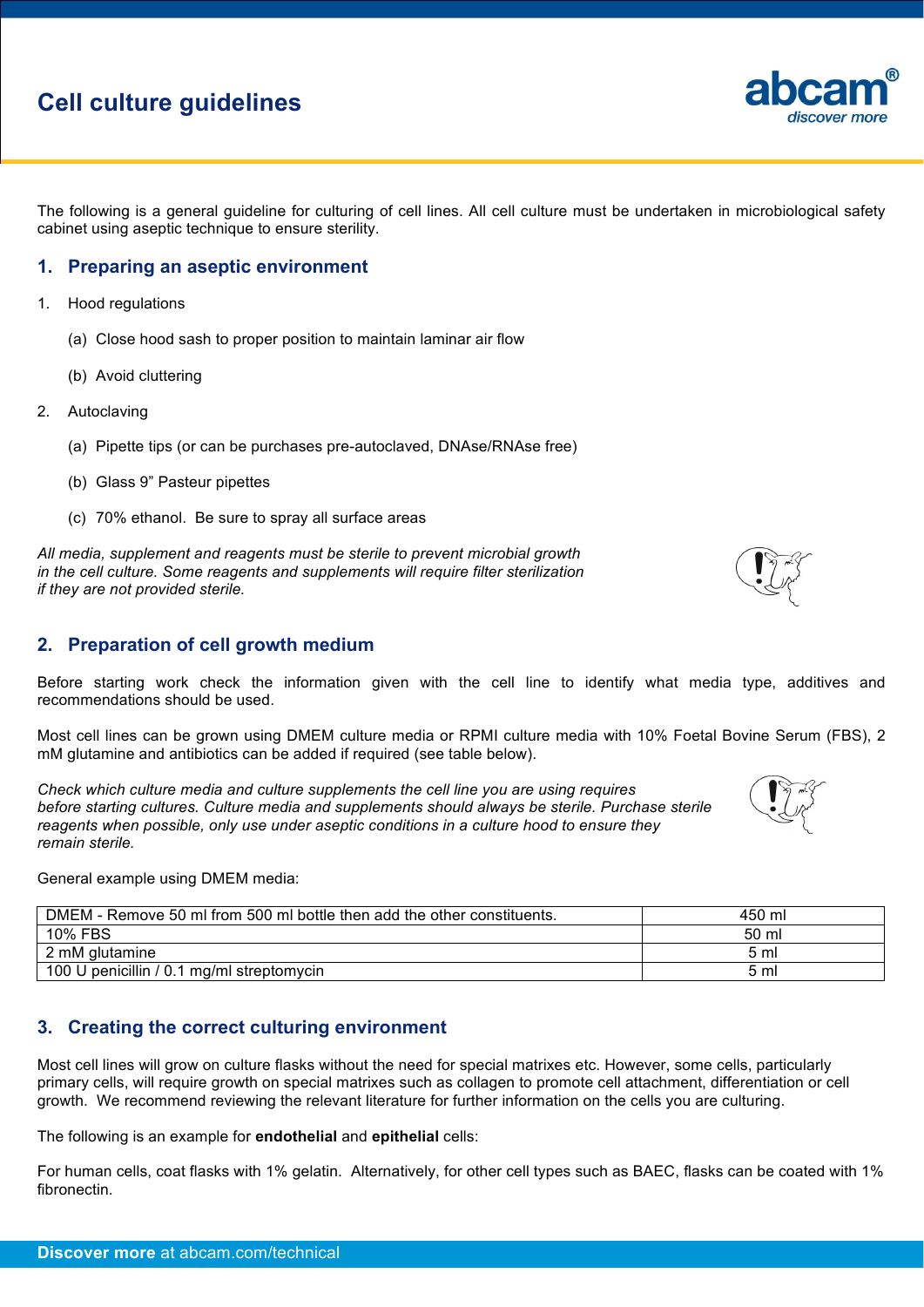# Cell culture guidelines

The following is a general guideline for culturing of cell lines. All cell culture must be undertaken in microbiological safety cabinet using aseptic technique to ensure sterility.

## 1. Preparing an aseptic environment

1. Hood regulations
   - (a) Close hood sash to proper position to maintain laminar air flow
   - (b) Avoid cluttering
2. Autoclaving
   - (a) Pipette tips (or can be purchases pre-autoclaved, DNAse/RNAse free)
   - (b) Glass 9" Pasteur pipettes
   - (c) 70% ethanol. Be sure to spray all surface areas

*All media, supplement and reagents must be sterile to prevent microbial growth in the cell culture. Some reagents and supplements will require filter sterilization if they are not provided sterile.*

## 2. Preparation of cell growth medium

Before starting work check the information given with the cell line to identify what media type, additives and recommendations should be used.

Most cell lines can be grown using DMEM culture media or RPMI culture media with 10% Foetal Bovine Serum (FBS), 2 mM glutamine and antibiotics can be added if required (see table below).

*Check which culture media and culture supplements the cell line you are using requires before starting cultures. Culture media and supplements should always be sterile. Purchase sterile reagents when possible, only use under aseptic conditions in a culture hood to ensure they remain sterile.*

General example using DMEM media:

| | |
|---|---|
| DMEM - Remove 50 ml from 500 ml bottle then add the other constituents. | 450 ml |
| 10% FBS | 50 ml |
| 2 mM glutamine | 5 ml |
| 100 U penicillin / 0.1 mg/ml streptomycin | 5 ml |

## 3. Creating the correct culturing environment

Most cell lines will grow on culture flasks without the need for special matrixes etc. However, some cells, particularly primary cells, will require growth on special matrixes such as collagen to promote cell attachment, differentiation or cell growth. We recommend reviewing the relevant literature for further information on the cells you are culturing.

The following is an example for **endothelial** and **epithelial** cells:

For human cells, coat flasks with 1% gelatin. Alternatively, for other cell types such as BAEC, flasks can be coated with 1% fibronectin.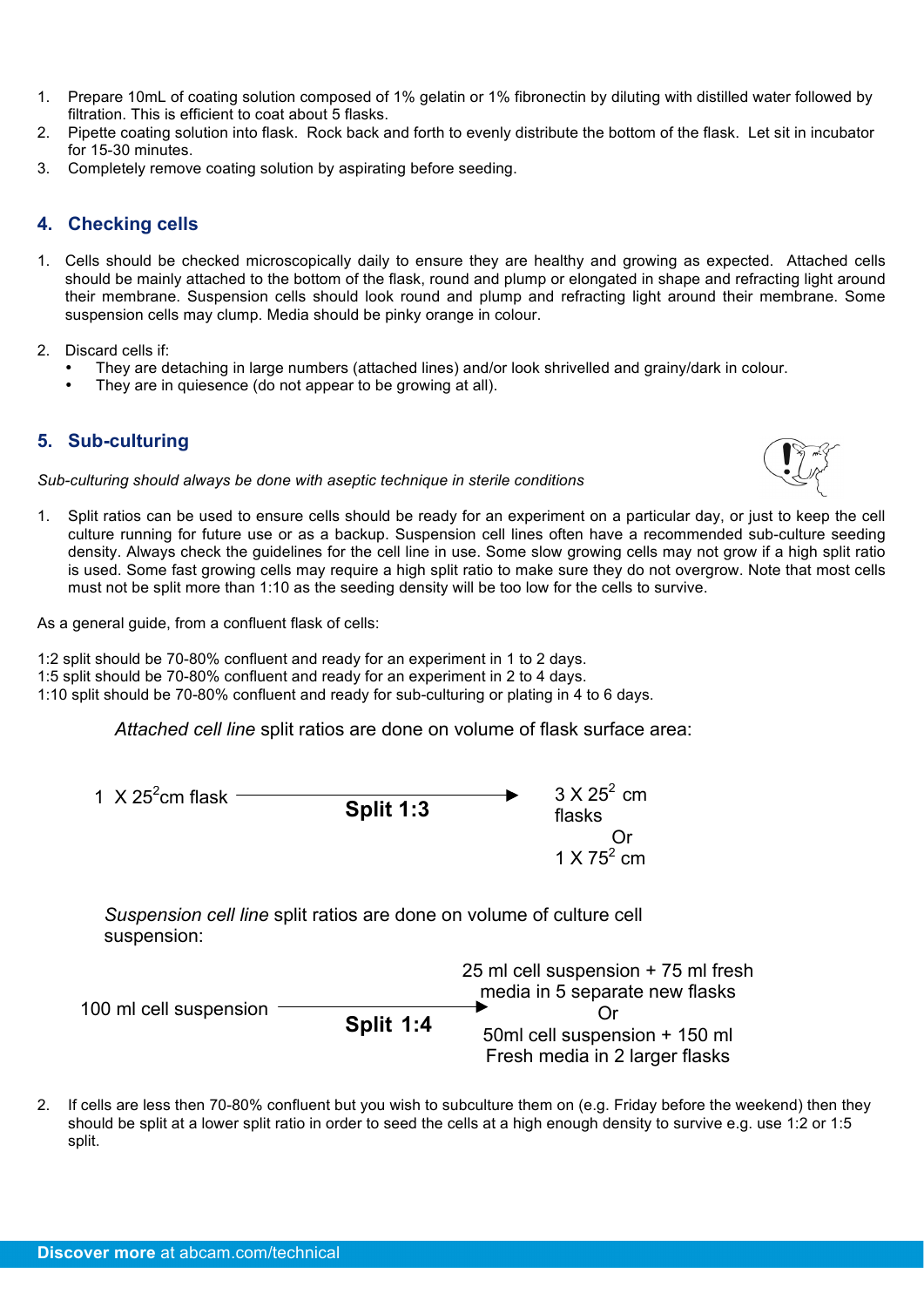1. Prepare 10mL of coating solution composed of 1% gelatin or 1% fibronectin by diluting with distilled water followed by filtration. This is efficient to coat about 5 flasks.
2. Pipette coating solution into flask. Rock back and forth to evenly distribute the bottom of the flask. Let sit in incubator for 15-30 minutes.
3. Completely remove coating solution by aspirating before seeding.

## 4. Checking cells

1. Cells should be checked microscopically daily to ensure they are healthy and growing as expected. Attached cells should be mainly attached to the bottom of the flask, round and plump or elongated in shape and refracting light around their membrane. Suspension cells should look round and plump and refracting light around their membrane. Some suspension cells may clump. Media should be pinky orange in colour.

2. Discard cells if:
   - They are detaching in large numbers (attached lines) and/or look shrivelled and grainy/dark in colour.
   - They are in quiesence (do not appear to be growing at all).

## 5. Sub-culturing

*Sub-culturing should always be done with aseptic technique in sterile conditions*

1. Split ratios can be used to ensure cells should be ready for an experiment on a particular day, or just to keep the cell culture running for future use or as a backup. Suspension cell lines often have a recommended sub-culture seeding density. Always check the guidelines for the cell line in use. Some slow growing cells may not grow if a high split ratio is used. Some fast growing cells may require a high split ratio to make sure they do not overgrow. Note that most cells must not be split more than 1:10 as the seeding density will be too low for the cells to survive.

As a general guide, from a confluent flask of cells:

1:2 split should be 70-80% confluent and ready for an experiment in 1 to 2 days.
1:5 split should be 70-80% confluent and ready for an experiment in 2 to 4 days.
1:10 split should be 70-80% confluent and ready for sub-culturing or plating in 4 to 6 days.

*Attached cell line* split ratios are done on volume of flask surface area:

1 X $25^2$cm flask → **Split 1:3** → 3 X $25^2$ cm flasks Or 1 X $75^2$ cm

*Suspension cell line* split ratios are done on volume of culture cell suspension:

100 ml cell suspension → **Split 1:4** → 25 ml cell suspension + 75 ml fresh media in 5 separate new flasks Or 50ml cell suspension + 150 ml Fresh media in 2 larger flasks

2. If cells are less then 70-80% confluent but you wish to subculture them on (e.g. Friday before the weekend) then they should be split at a lower split ratio in order to seed the cells at a high enough density to survive e.g. use 1:2 or 1:5 split.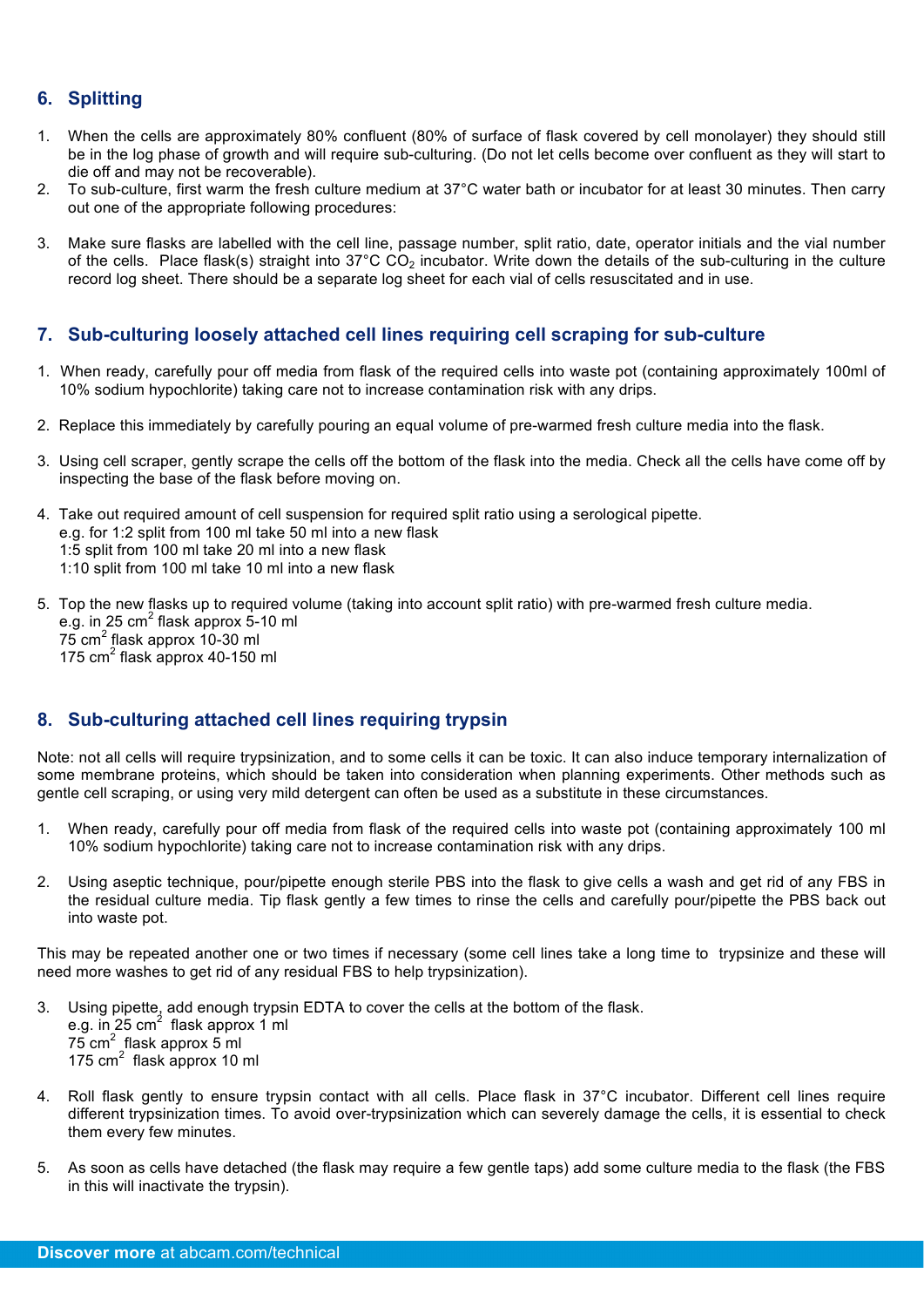## 6. Splitting

1. When the cells are approximately 80% confluent (80% of surface of flask covered by cell monolayer) they should still be in the log phase of growth and will require sub-culturing. (Do not let cells become over confluent as they will start to die off and may not be recoverable).
2. To sub-culture, first warm the fresh culture medium at 37°C water bath or incubator for at least 30 minutes. Then carry out one of the appropriate following procedures:

3. Make sure flasks are labelled with the cell line, passage number, split ratio, date, operator initials and the vial number of the cells. Place flask(s) straight into 37°C $CO_2$ incubator. Write down the details of the sub-culturing in the culture record log sheet. There should be a separate log sheet for each vial of cells resuscitated and in use.

## 7. Sub-culturing loosely attached cell lines requiring cell scraping for sub-culture

1. When ready, carefully pour off media from flask of the required cells into waste pot (containing approximately 100ml of 10% sodium hypochlorite) taking care not to increase contamination risk with any drips.

2. Replace this immediately by carefully pouring an equal volume of pre-warmed fresh culture media into the flask.

3. Using cell scraper, gently scrape the cells off the bottom of the flask into the media. Check all the cells have come off by inspecting the base of the flask before moving on.

4. Take out required amount of cell suspension for required split ratio using a serological pipette.
   e.g. for 1:2 split from 100 ml take 50 ml into a new flask
   1:5 split from 100 ml take 20 ml into a new flask
   1:10 split from 100 ml take 10 ml into a new flask

5. Top the new flasks up to required volume (taking into account split ratio) with pre-warmed fresh culture media.
   e.g. in 25 $cm^2$ flask approx 5-10 ml
   75 $cm^2$ flask approx 10-30 ml
   175 $cm^2$ flask approx 40-150 ml

## 8. Sub-culturing attached cell lines requiring trypsin

Note: not all cells will require trypsinization, and to some cells it can be toxic. It can also induce temporary internalization of some membrane proteins, which should be taken into consideration when planning experiments. Other methods such as gentle cell scraping, or using very mild detergent can often be used as a substitute in these circumstances.

1. When ready, carefully pour off media from flask of the required cells into waste pot (containing approximately 100 ml 10% sodium hypochlorite) taking care not to increase contamination risk with any drips.

2. Using aseptic technique, pour/pipette enough sterile PBS into the flask to give cells a wash and get rid of any FBS in the residual culture media. Tip flask gently a few times to rinse the cells and carefully pour/pipette the PBS back out into waste pot.

This may be repeated another one or two times if necessary (some cell lines take a long time to trypsinize and these will need more washes to get rid of any residual FBS to help trypsinization).

3. Using pipette, add enough trypsin EDTA to cover the cells at the bottom of the flask.
   e.g. in 25 $cm^2$ flask approx 1 ml
   75 $cm^2$ flask approx 5 ml
   175 $cm^2$ flask approx 10 ml

4. Roll flask gently to ensure trypsin contact with all cells. Place flask in 37°C incubator. Different cell lines require different trypsinization times. To avoid over-trypsinization which can severely damage the cells, it is essential to check them every few minutes.

5. As soon as cells have detached (the flask may require a few gentle taps) add some culture media to the flask (the FBS in this will inactivate the trypsin).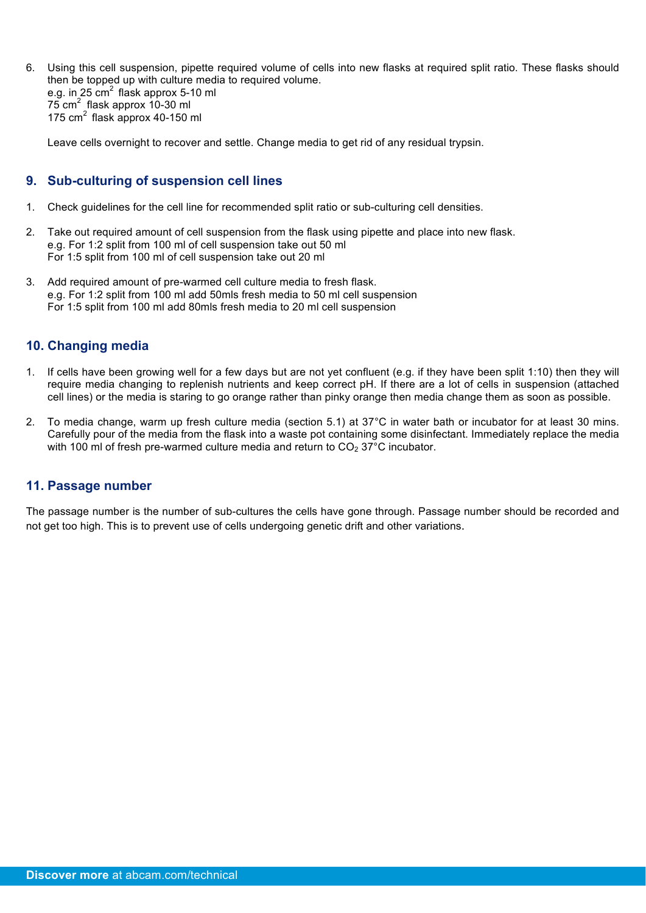6. Using this cell suspension, pipette required volume of cells into new flasks at required split ratio. These flasks should then be topped up with culture media to required volume.
   e.g. in 25 $cm^2$ flask approx 5-10 ml
   75 $cm^2$ flask approx 10-30 ml
   175 $cm^2$ flask approx 40-150 ml

   Leave cells overnight to recover and settle. Change media to get rid of any residual trypsin.

## 9. Sub-culturing of suspension cell lines

1. Check guidelines for the cell line for recommended split ratio or sub-culturing cell densities.

2. Take out required amount of cell suspension from the flask using pipette and place into new flask.
   e.g. For 1:2 split from 100 ml of cell suspension take out 50 ml
   For 1:5 split from 100 ml of cell suspension take out 20 ml

3. Add required amount of pre-warmed cell culture media to fresh flask.
   e.g. For 1:2 split from 100 ml add 50mls fresh media to 50 ml cell suspension
   For 1:5 split from 100 ml add 80mls fresh media to 20 ml cell suspension

## 10. Changing media

1. If cells have been growing well for a few days but are not yet confluent (e.g. if they have been split 1:10) then they will require media changing to replenish nutrients and keep correct pH. If there are a lot of cells in suspension (attached cell lines) or the media is staring to go orange rather than pinky orange then media change them as soon as possible.

2. To media change, warm up fresh culture media (section 5.1) at 37°C in water bath or incubator for at least 30 mins. Carefully pour of the media from the flask into a waste pot containing some disinfectant. Immediately replace the media with 100 ml of fresh pre-warmed culture media and return to $CO_2$ 37°C incubator.

## 11. Passage number

The passage number is the number of sub-cultures the cells have gone through. Passage number should be recorded and not get too high. This is to prevent use of cells undergoing genetic drift and other variations.